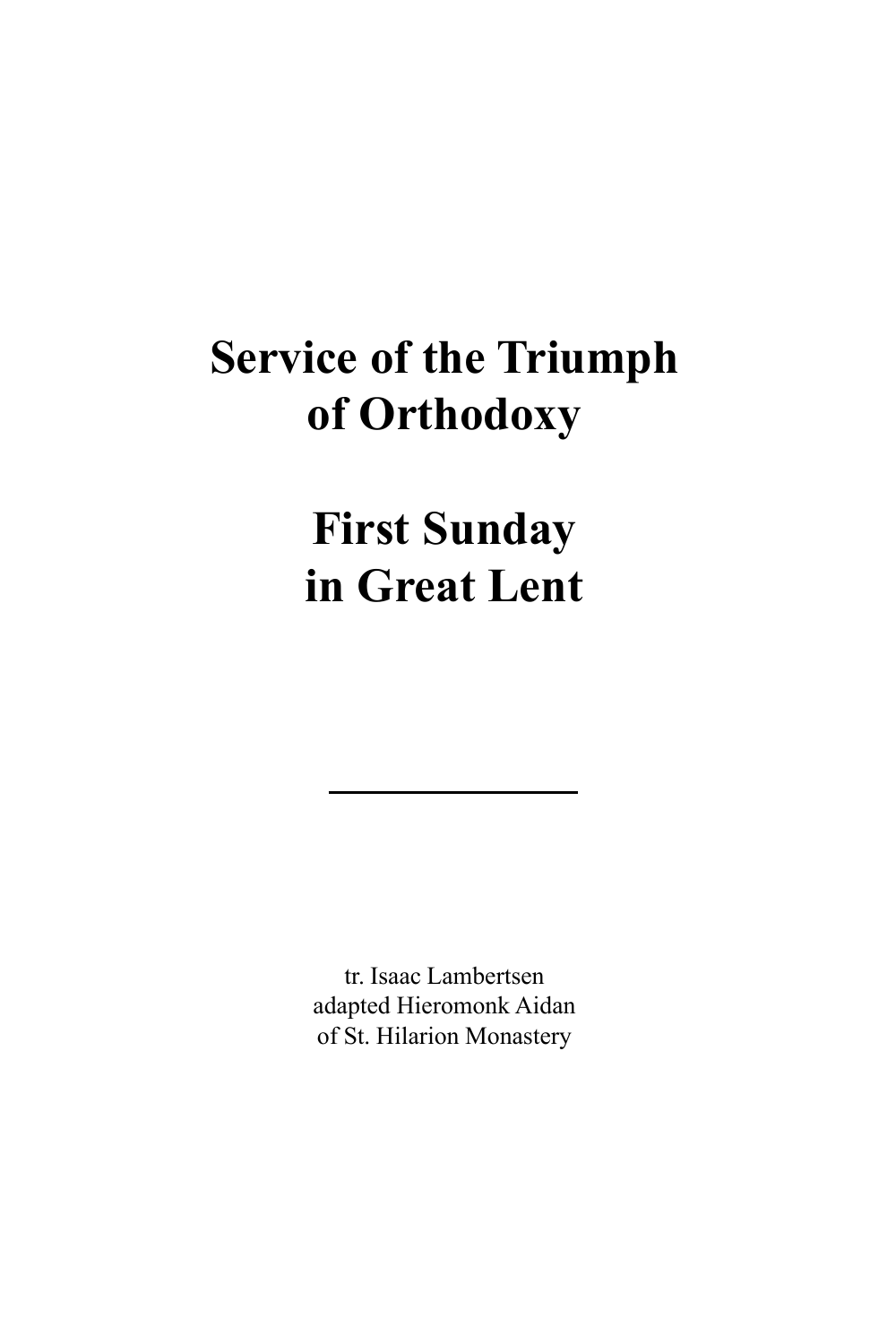# Service of the Triumph of Orthodoxy

# First Sunday in Great Lent

---

tr. Isaac Lambertsen
adapted Hieromonk Aidan
of St. Hilarion Monastery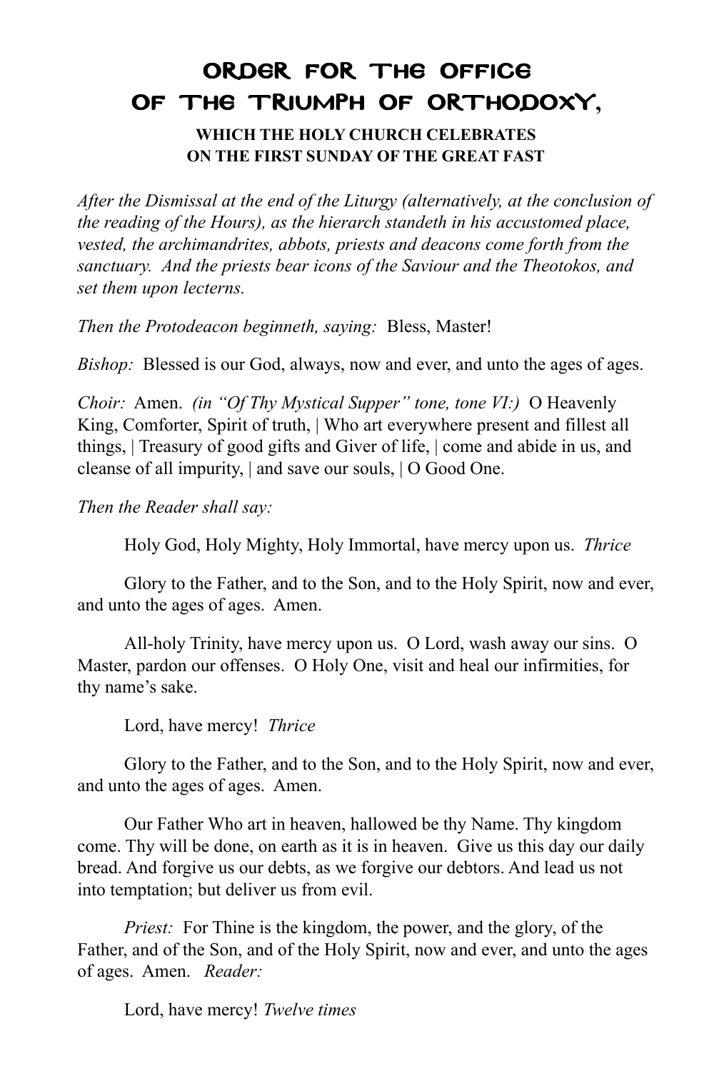# ORDER FOR THE OFFICE OF THE TRIUMPH OF ORTHODOXY,

**WHICH THE HOLY CHURCH CELEBRATES ON THE FIRST SUNDAY OF THE GREAT FAST**

*After the Dismissal at the end of the Liturgy (alternatively, at the conclusion of the reading of the Hours), as the hierarch standeth in his accustomed place, vested, the archimandrites, abbots, priests and deacons come forth from the sanctuary. And the priests bear icons of the Saviour and the Theotokos, and set them upon lecterns.*

*Then the Protodeacon beginneth, saying:* Bless, Master!

*Bishop:* Blessed is our God, always, now and ever, and unto the ages of ages.

*Choir:* Amen. *(in "Of Thy Mystical Supper" tone, tone VI:)* O Heavenly King, Comforter, Spirit of truth, | Who art everywhere present and fillest all things, | Treasury of good gifts and Giver of life, | come and abide in us, and cleanse of all impurity, | and save our souls, | O Good One.

*Then the Reader shall say:*

Holy God, Holy Mighty, Holy Immortal, have mercy upon us. *Thrice*

Glory to the Father, and to the Son, and to the Holy Spirit, now and ever, and unto the ages of ages. Amen.

All-holy Trinity, have mercy upon us. O Lord, wash away our sins. O Master, pardon our offenses. O Holy One, visit and heal our infirmities, for thy name's sake.

Lord, have mercy! *Thrice*

Glory to the Father, and to the Son, and to the Holy Spirit, now and ever, and unto the ages of ages. Amen.

Our Father Who art in heaven, hallowed be thy Name. Thy kingdom come. Thy will be done, on earth as it is in heaven. Give us this day our daily bread. And forgive us our debts, as we forgive our debtors. And lead us not into temptation; but deliver us from evil.

*Priest:* For Thine is the kingdom, the power, and the glory, of the Father, and of the Son, and of the Holy Spirit, now and ever, and unto the ages of ages. Amen. *Reader:*

Lord, have mercy! *Twelve times*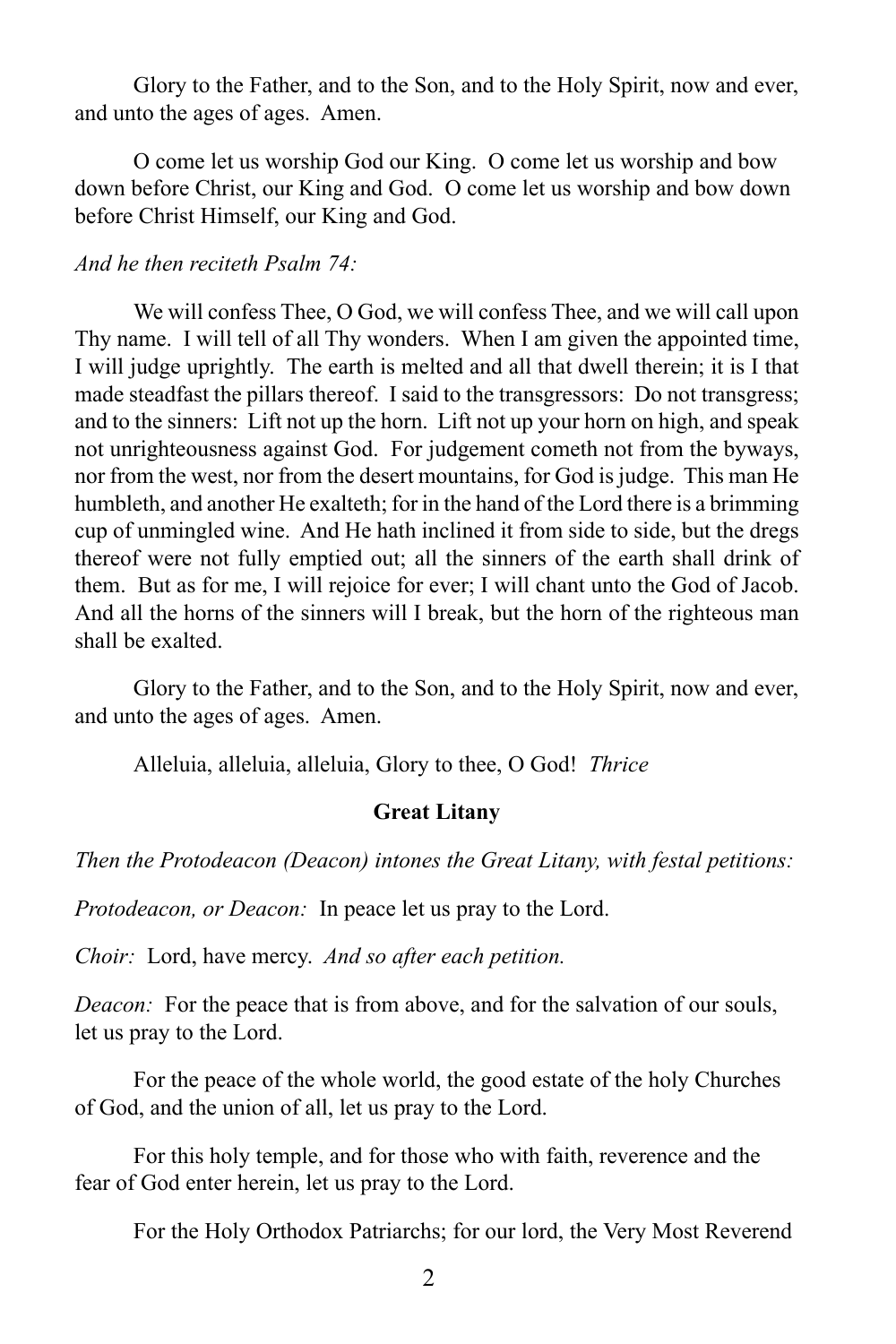Glory to the Father, and to the Son, and to the Holy Spirit, now and ever, and unto the ages of ages. Amen.

O come let us worship God our King. O come let us worship and bow down before Christ, our King and God. O come let us worship and bow down before Christ Himself, our King and God.

*And he then reciteth Psalm 74:*

We will confess Thee, O God, we will confess Thee, and we will call upon Thy name. I will tell of all Thy wonders. When I am given the appointed time, I will judge uprightly. The earth is melted and all that dwell therein; it is I that made steadfast the pillars thereof. I said to the transgressors: Do not transgress; and to the sinners: Lift not up the horn. Lift not up your horn on high, and speak not unrighteousness against God. For judgement cometh not from the byways, nor from the west, nor from the desert mountains, for God is judge. This man He humbleth, and another He exalteth; for in the hand of the Lord there is a brimming cup of unmingled wine. And He hath inclined it from side to side, but the dregs thereof were not fully emptied out; all the sinners of the earth shall drink of them. But as for me, I will rejoice for ever; I will chant unto the God of Jacob. And all the horns of the sinners will I break, but the horn of the righteous man shall be exalted.

Glory to the Father, and to the Son, and to the Holy Spirit, now and ever, and unto the ages of ages. Amen.

Alleluia, alleluia, alleluia, Glory to thee, O God! *Thrice*

**Great Litany**

*Then the Protodeacon (Deacon) intones the Great Litany, with festal petitions:*

*Protodeacon, or Deacon:* In peace let us pray to the Lord.

*Choir:* Lord, have mercy. *And so after each petition.*

*Deacon:* For the peace that is from above, and for the salvation of our souls, let us pray to the Lord.

For the peace of the whole world, the good estate of the holy Churches of God, and the union of all, let us pray to the Lord.

For this holy temple, and for those who with faith, reverence and the fear of God enter herein, let us pray to the Lord.

For the Holy Orthodox Patriarchs; for our lord, the Very Most Reverend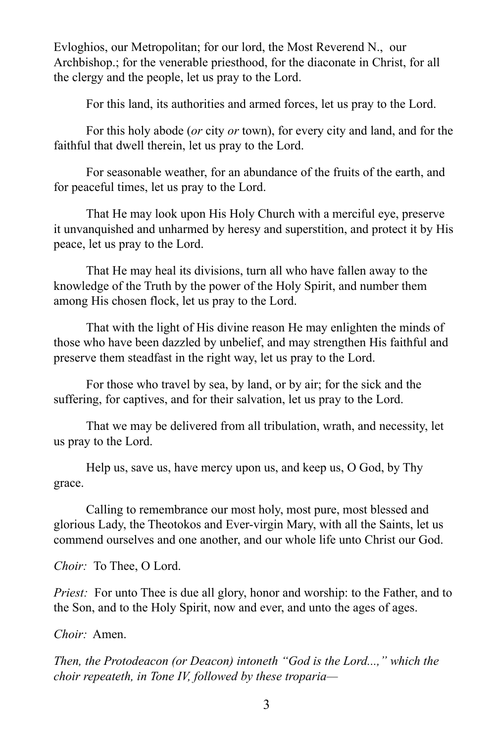Evloghios, our Metropolitan; for our lord, the Most Reverend N., our Archbishop.; for the venerable priesthood, for the diaconate in Christ, for all the clergy and the people, let us pray to the Lord.

For this land, its authorities and armed forces, let us pray to the Lord.

For this holy abode (*or* city *or* town), for every city and land, and for the faithful that dwell therein, let us pray to the Lord.

For seasonable weather, for an abundance of the fruits of the earth, and for peaceful times, let us pray to the Lord.

That He may look upon His Holy Church with a merciful eye, preserve it unvanquished and unharmed by heresy and superstition, and protect it by His peace, let us pray to the Lord.

That He may heal its divisions, turn all who have fallen away to the knowledge of the Truth by the power of the Holy Spirit, and number them among His chosen flock, let us pray to the Lord.

That with the light of His divine reason He may enlighten the minds of those who have been dazzled by unbelief, and may strengthen His faithful and preserve them steadfast in the right way, let us pray to the Lord.

For those who travel by sea, by land, or by air; for the sick and the suffering, for captives, and for their salvation, let us pray to the Lord.

That we may be delivered from all tribulation, wrath, and necessity, let us pray to the Lord.

Help us, save us, have mercy upon us, and keep us, O God, by Thy grace.

Calling to remembrance our most holy, most pure, most blessed and glorious Lady, the Theotokos and Ever-virgin Mary, with all the Saints, let us commend ourselves and one another, and our whole life unto Christ our God.

*Choir:* To Thee, O Lord.

*Priest:* For unto Thee is due all glory, honor and worship: to the Father, and to the Son, and to the Holy Spirit, now and ever, and unto the ages of ages.

*Choir:* Amen.

*Then, the Protodeacon (or Deacon) intoneth "God is the Lord...," which the choir repeateth, in Tone IV, followed by these troparia—*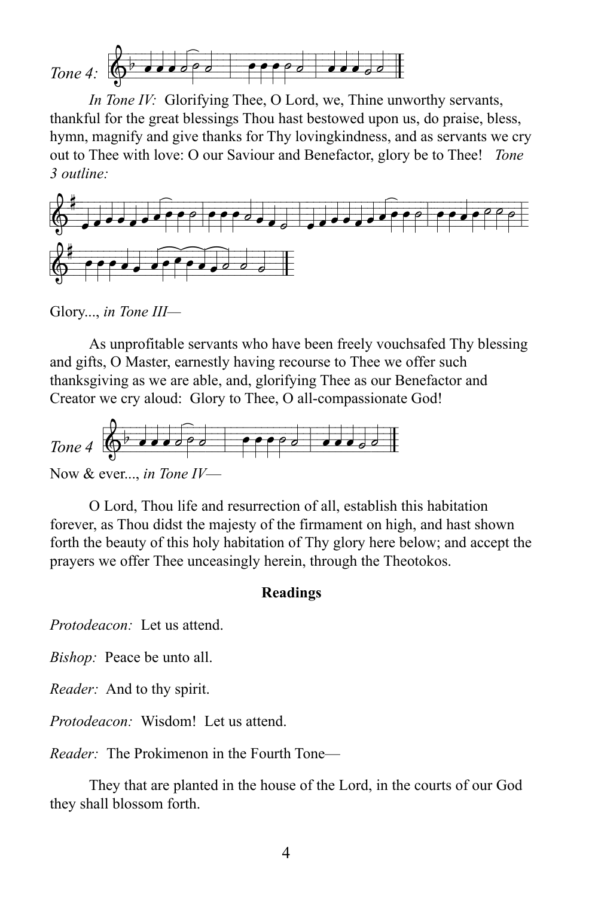*Tone 4:*

*In Tone IV:* Glorifying Thee, O Lord, we, Thine unworthy servants, thankful for the great blessings Thou hast bestowed upon us, do praise, bless, hymn, magnify and give thanks for Thy lovingkindness, and as servants we cry out to Thee with love: O our Saviour and Benefactor, glory be to Thee! *Tone 3 outline:*

Glory..., *in Tone III—*

As unprofitable servants who have been freely vouchsafed Thy blessing and gifts, O Master, earnestly having recourse to Thee we offer such thanksgiving as we are able, and, glorifying Thee as our Benefactor and Creator we cry aloud: Glory to Thee, O all-compassionate God!

*Tone 4*

Now & ever..., *in Tone IV—*

O Lord, Thou life and resurrection of all, establish this habitation forever, as Thou didst the majesty of the firmament on high, and hast shown forth the beauty of this holy habitation of Thy glory here below; and accept the prayers we offer Thee unceasingly herein, through the Theotokos.

**Readings**

*Protodeacon:* Let us attend.

*Bishop:* Peace be unto all.

*Reader:* And to thy spirit.

*Protodeacon:* Wisdom! Let us attend.

*Reader:* The Prokimenon in the Fourth Tone—

They that are planted in the house of the Lord, in the courts of our God they shall blossom forth.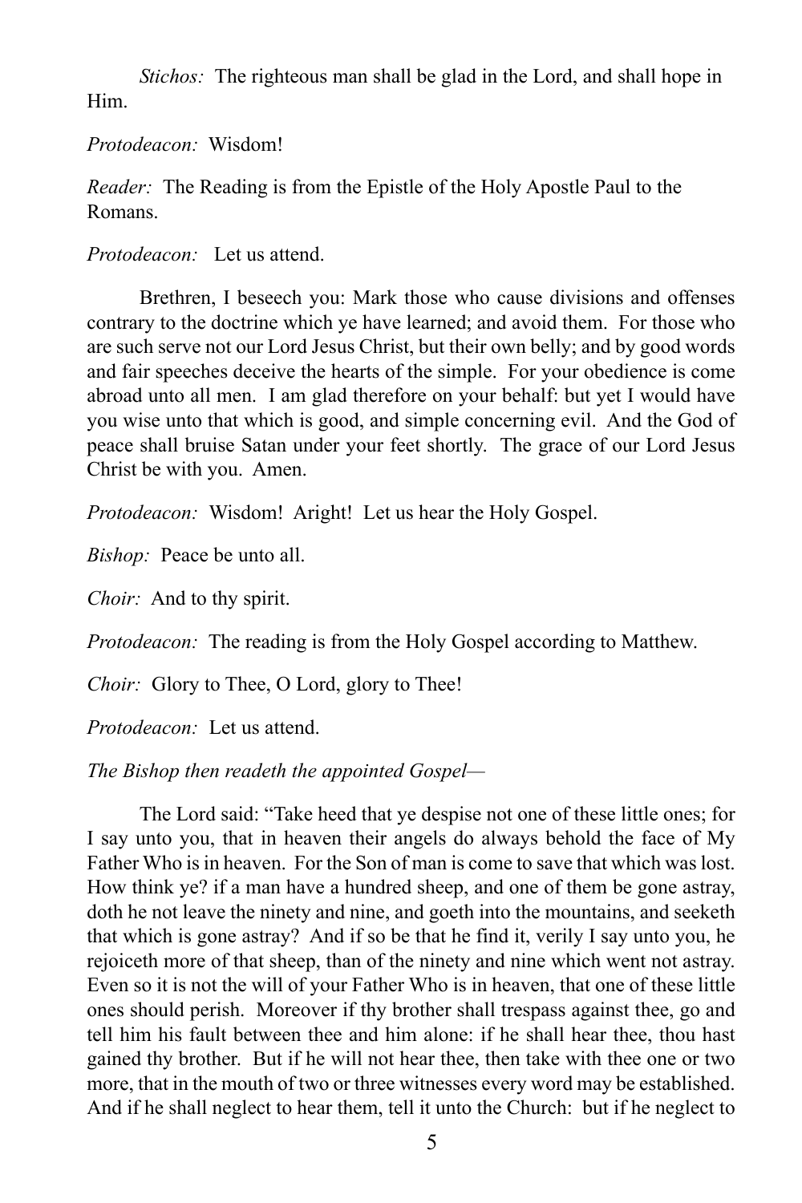*Stichos:* The righteous man shall be glad in the Lord, and shall hope in Him.

*Protodeacon:* Wisdom!

*Reader:* The Reading is from the Epistle of the Holy Apostle Paul to the Romans.

*Protodeacon:* Let us attend.

Brethren, I beseech you: Mark those who cause divisions and offenses contrary to the doctrine which ye have learned; and avoid them. For those who are such serve not our Lord Jesus Christ, but their own belly; and by good words and fair speeches deceive the hearts of the simple. For your obedience is come abroad unto all men. I am glad therefore on your behalf: but yet I would have you wise unto that which is good, and simple concerning evil. And the God of peace shall bruise Satan under your feet shortly. The grace of our Lord Jesus Christ be with you. Amen.

*Protodeacon:* Wisdom! Aright! Let us hear the Holy Gospel.

*Bishop:* Peace be unto all.

*Choir:* And to thy spirit.

*Protodeacon:* The reading is from the Holy Gospel according to Matthew.

*Choir:* Glory to Thee, O Lord, glory to Thee!

*Protodeacon:* Let us attend.

*The Bishop then readeth the appointed Gospel—*

The Lord said: "Take heed that ye despise not one of these little ones; for I say unto you, that in heaven their angels do always behold the face of My Father Who is in heaven. For the Son of man is come to save that which was lost. How think ye? if a man have a hundred sheep, and one of them be gone astray, doth he not leave the ninety and nine, and goeth into the mountains, and seeketh that which is gone astray? And if so be that he find it, verily I say unto you, he rejoiceth more of that sheep, than of the ninety and nine which went not astray. Even so it is not the will of your Father Who is in heaven, that one of these little ones should perish. Moreover if thy brother shall trespass against thee, go and tell him his fault between thee and him alone: if he shall hear thee, thou hast gained thy brother. But if he will not hear thee, then take with thee one or two more, that in the mouth of two or three witnesses every word may be established. And if he shall neglect to hear them, tell it unto the Church: but if he neglect to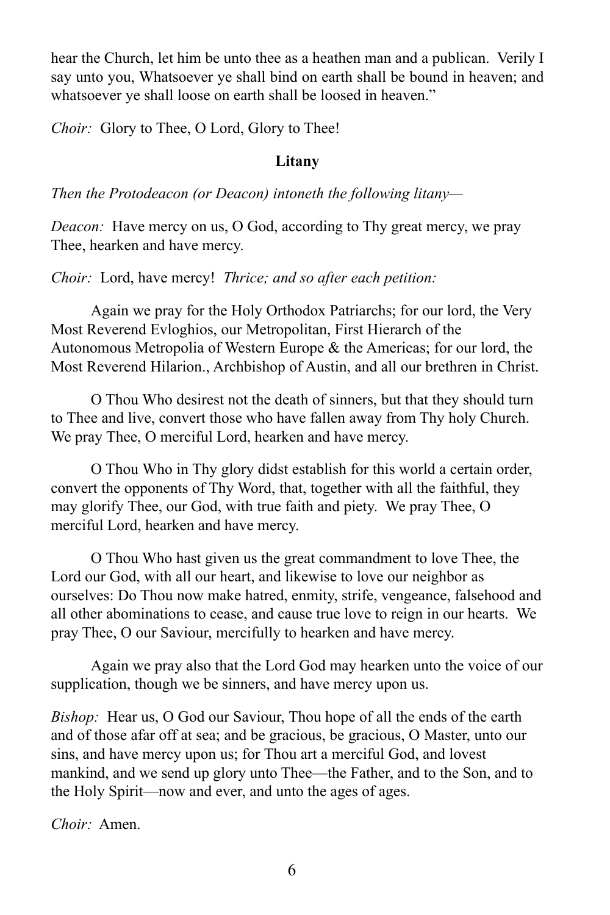hear the Church, let him be unto thee as a heathen man and a publican. Verily I say unto you, Whatsoever ye shall bind on earth shall be bound in heaven; and whatsoever ye shall loose on earth shall be loosed in heaven."

*Choir:* Glory to Thee, O Lord, Glory to Thee!

**Litany**

*Then the Protodeacon (or Deacon) intoneth the following litany—*

*Deacon:* Have mercy on us, O God, according to Thy great mercy, we pray Thee, hearken and have mercy.

*Choir:* Lord, have mercy! *Thrice; and so after each petition:*

Again we pray for the Holy Orthodox Patriarchs; for our lord, the Very Most Reverend Evloghios, our Metropolitan, First Hierarch of the Autonomous Metropolia of Western Europe & the Americas; for our lord, the Most Reverend Hilarion., Archbishop of Austin, and all our brethren in Christ.

O Thou Who desirest not the death of sinners, but that they should turn to Thee and live, convert those who have fallen away from Thy holy Church. We pray Thee, O merciful Lord, hearken and have mercy.

O Thou Who in Thy glory didst establish for this world a certain order, convert the opponents of Thy Word, that, together with all the faithful, they may glorify Thee, our God, with true faith and piety. We pray Thee, O merciful Lord, hearken and have mercy.

O Thou Who hast given us the great commandment to love Thee, the Lord our God, with all our heart, and likewise to love our neighbor as ourselves: Do Thou now make hatred, enmity, strife, vengeance, falsehood and all other abominations to cease, and cause true love to reign in our hearts. We pray Thee, O our Saviour, mercifully to hearken and have mercy.

Again we pray also that the Lord God may hearken unto the voice of our supplication, though we be sinners, and have mercy upon us.

*Bishop:* Hear us, O God our Saviour, Thou hope of all the ends of the earth and of those afar off at sea; and be gracious, be gracious, O Master, unto our sins, and have mercy upon us; for Thou art a merciful God, and lovest mankind, and we send up glory unto Thee—the Father, and to the Son, and to the Holy Spirit—now and ever, and unto the ages of ages.

*Choir:* Amen.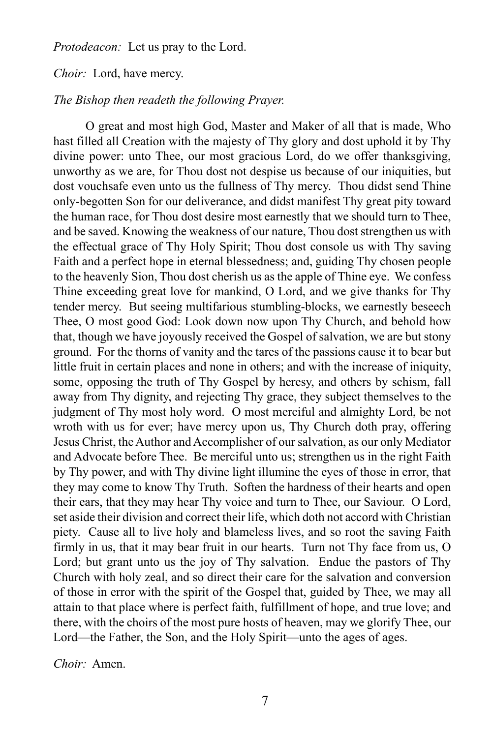*Protodeacon:* Let us pray to the Lord.

*Choir:* Lord, have mercy.

*The Bishop then readeth the following Prayer.*

O great and most high God, Master and Maker of all that is made, Who hast filled all Creation with the majesty of Thy glory and dost uphold it by Thy divine power: unto Thee, our most gracious Lord, do we offer thanksgiving, unworthy as we are, for Thou dost not despise us because of our iniquities, but dost vouchsafe even unto us the fullness of Thy mercy. Thou didst send Thine only-begotten Son for our deliverance, and didst manifest Thy great pity toward the human race, for Thou dost desire most earnestly that we should turn to Thee, and be saved. Knowing the weakness of our nature, Thou dost strengthen us with the effectual grace of Thy Holy Spirit; Thou dost console us with Thy saving Faith and a perfect hope in eternal blessedness; and, guiding Thy chosen people to the heavenly Sion, Thou dost cherish us as the apple of Thine eye. We confess Thine exceeding great love for mankind, O Lord, and we give thanks for Thy tender mercy. But seeing multifarious stumbling-blocks, we earnestly beseech Thee, O most good God: Look down now upon Thy Church, and behold how that, though we have joyously received the Gospel of salvation, we are but stony ground. For the thorns of vanity and the tares of the passions cause it to bear but little fruit in certain places and none in others; and with the increase of iniquity, some, opposing the truth of Thy Gospel by heresy, and others by schism, fall away from Thy dignity, and rejecting Thy grace, they subject themselves to the judgment of Thy most holy word. O most merciful and almighty Lord, be not wroth with us for ever; have mercy upon us, Thy Church doth pray, offering Jesus Christ, the Author and Accomplisher of our salvation, as our only Mediator and Advocate before Thee. Be merciful unto us; strengthen us in the right Faith by Thy power, and with Thy divine light illumine the eyes of those in error, that they may come to know Thy Truth. Soften the hardness of their hearts and open their ears, that they may hear Thy voice and turn to Thee, our Saviour. O Lord, set aside their division and correct their life, which doth not accord with Christian piety. Cause all to live holy and blameless lives, and so root the saving Faith firmly in us, that it may bear fruit in our hearts. Turn not Thy face from us, O Lord; but grant unto us the joy of Thy salvation. Endue the pastors of Thy Church with holy zeal, and so direct their care for the salvation and conversion of those in error with the spirit of the Gospel that, guided by Thee, we may all attain to that place where is perfect faith, fulfillment of hope, and true love; and there, with the choirs of the most pure hosts of heaven, may we glorify Thee, our Lord—the Father, the Son, and the Holy Spirit—unto the ages of ages.

*Choir:* Amen.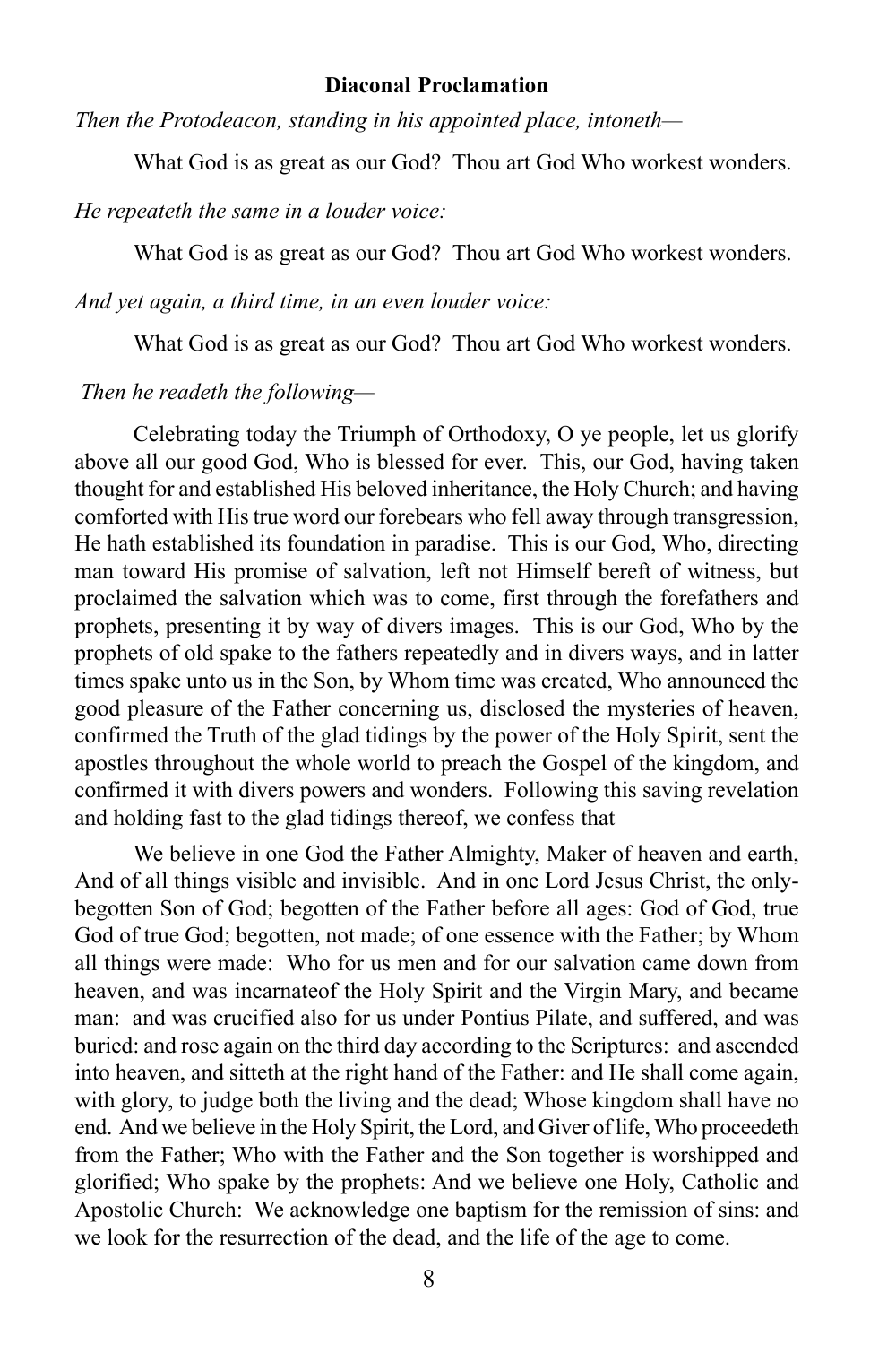**Diaconal Proclamation**

*Then the Protodeacon, standing in his appointed place, intoneth—*

What God is as great as our God? Thou art God Who workest wonders.

*He repeateth the same in a louder voice:*

What God is as great as our God? Thou art God Who workest wonders.

*And yet again, a third time, in an even louder voice:*

What God is as great as our God? Thou art God Who workest wonders.

*Then he readeth the following—*

Celebrating today the Triumph of Orthodoxy, O ye people, let us glorify above all our good God, Who is blessed for ever. This, our God, having taken thought for and established His beloved inheritance, the Holy Church; and having comforted with His true word our forebears who fell away through transgression, He hath established its foundation in paradise. This is our God, Who, directing man toward His promise of salvation, left not Himself bereft of witness, but proclaimed the salvation which was to come, first through the forefathers and prophets, presenting it by way of divers images. This is our God, Who by the prophets of old spake to the fathers repeatedly and in divers ways, and in latter times spake unto us in the Son, by Whom time was created, Who announced the good pleasure of the Father concerning us, disclosed the mysteries of heaven, confirmed the Truth of the glad tidings by the power of the Holy Spirit, sent the apostles throughout the whole world to preach the Gospel of the kingdom, and confirmed it with divers powers and wonders. Following this saving revelation and holding fast to the glad tidings thereof, we confess that

We believe in one God the Father Almighty, Maker of heaven and earth, And of all things visible and invisible. And in one Lord Jesus Christ, the only-begotten Son of God; begotten of the Father before all ages: God of God, true God of true God; begotten, not made; of one essence with the Father; by Whom all things were made: Who for us men and for our salvation came down from heaven, and was incarnateof the Holy Spirit and the Virgin Mary, and became man: and was crucified also for us under Pontius Pilate, and suffered, and was buried: and rose again on the third day according to the Scriptures: and ascended into heaven, and sitteth at the right hand of the Father: and He shall come again, with glory, to judge both the living and the dead; Whose kingdom shall have no end. And we believe in the Holy Spirit, the Lord, and Giver of life, Who proceedeth from the Father; Who with the Father and the Son together is worshipped and glorified; Who spake by the prophets: And we believe one Holy, Catholic and Apostolic Church: We acknowledge one baptism for the remission of sins: and we look for the resurrection of the dead, and the life of the age to come.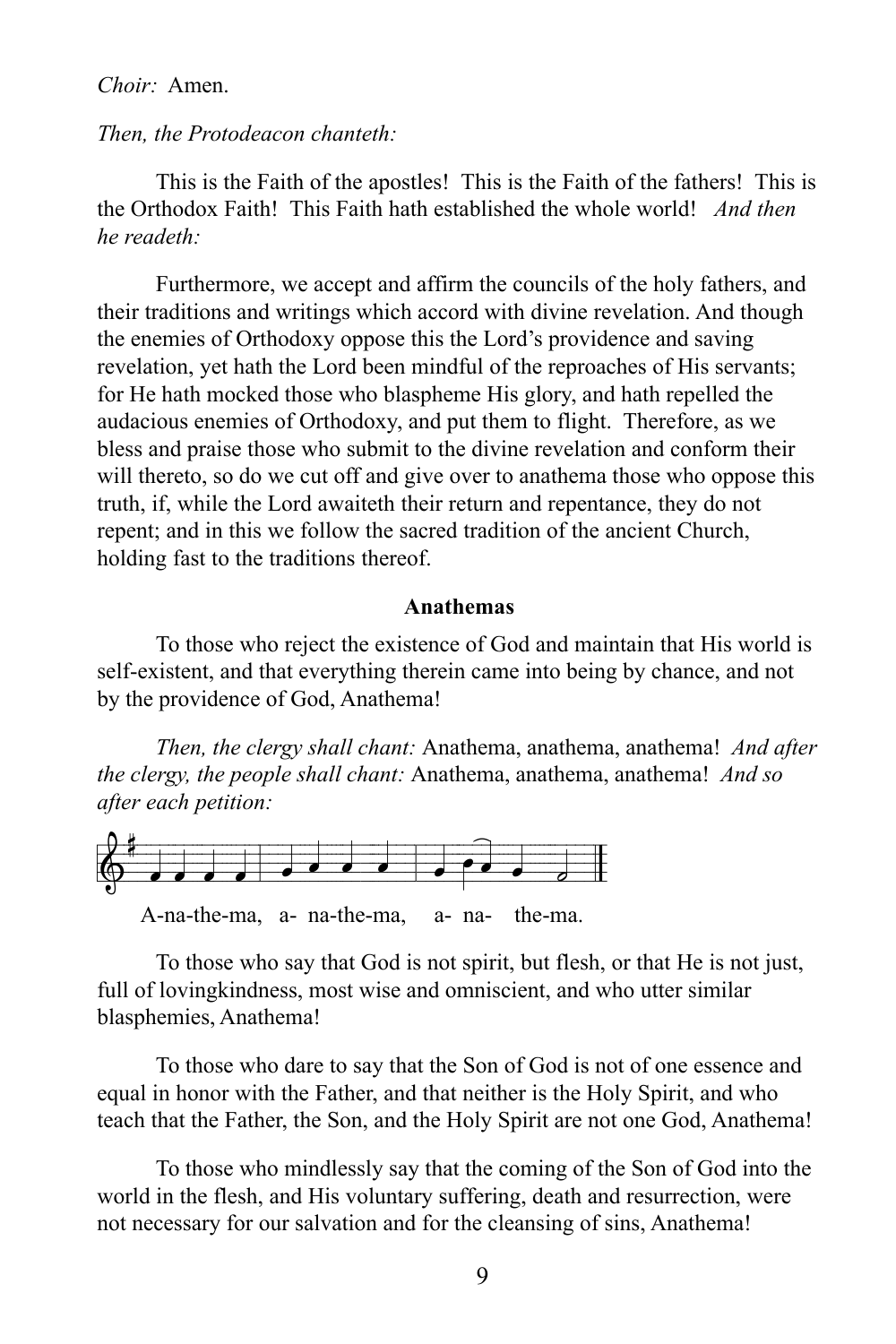*Choir:* Amen.

*Then, the Protodeacon chanteth:*

This is the Faith of the apostles! This is the Faith of the fathers! This is the Orthodox Faith! This Faith hath established the whole world! *And then he readeth:*

Furthermore, we accept and affirm the councils of the holy fathers, and their traditions and writings which accord with divine revelation. And though the enemies of Orthodoxy oppose this the Lord's providence and saving revelation, yet hath the Lord been mindful of the reproaches of His servants; for He hath mocked those who blaspheme His glory, and hath repelled the audacious enemies of Orthodoxy, and put them to flight. Therefore, as we bless and praise those who submit to the divine revelation and conform their will thereto, so do we cut off and give over to anathema those who oppose this truth, if, while the Lord awaiteth their return and repentance, they do not repent; and in this we follow the sacred tradition of the ancient Church, holding fast to the traditions thereof.

**Anathemas**

To those who reject the existence of God and maintain that His world is self-existent, and that everything therein came into being by chance, and not by the providence of God, Anathema!

*Then, the clergy shall chant:* Anathema, anathema, anathema! *And after the clergy, the people shall chant:* Anathema, anathema, anathema! *And so after each petition:*

A-na-the-ma, a- na-the-ma, a- na- the-ma.

To those who say that God is not spirit, but flesh, or that He is not just, full of lovingkindness, most wise and omniscient, and who utter similar blasphemies, Anathema!

To those who dare to say that the Son of God is not of one essence and equal in honor with the Father, and that neither is the Holy Spirit, and who teach that the Father, the Son, and the Holy Spirit are not one God, Anathema!

To those who mindlessly say that the coming of the Son of God into the world in the flesh, and His voluntary suffering, death and resurrection, were not necessary for our salvation and for the cleansing of sins, Anathema!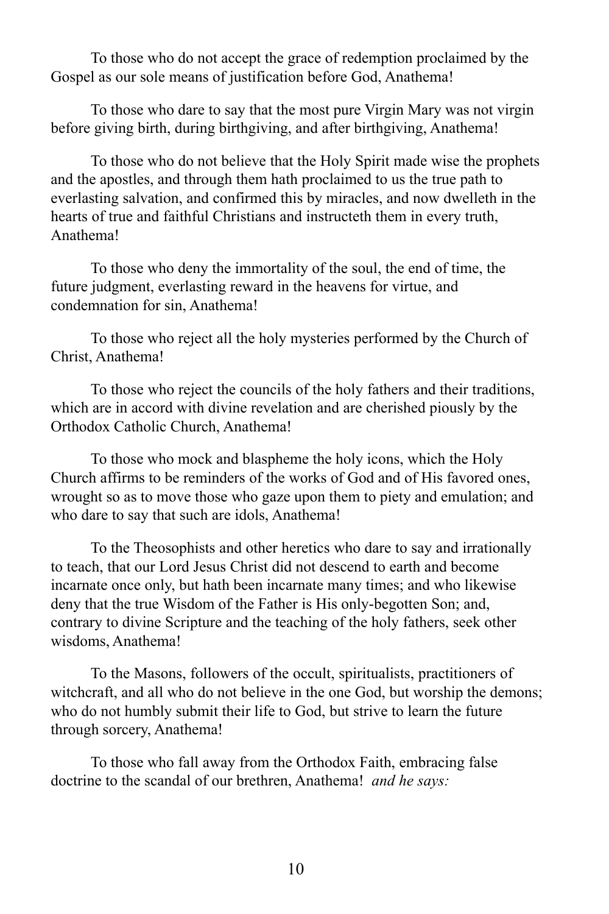To those who do not accept the grace of redemption proclaimed by the Gospel as our sole means of justification before God, Anathema!

To those who dare to say that the most pure Virgin Mary was not virgin before giving birth, during birthgiving, and after birthgiving, Anathema!

To those who do not believe that the Holy Spirit made wise the prophets and the apostles, and through them hath proclaimed to us the true path to everlasting salvation, and confirmed this by miracles, and now dwelleth in the hearts of true and faithful Christians and instructeth them in every truth, Anathema!

To those who deny the immortality of the soul, the end of time, the future judgment, everlasting reward in the heavens for virtue, and condemnation for sin, Anathema!

To those who reject all the holy mysteries performed by the Church of Christ, Anathema!

To those who reject the councils of the holy fathers and their traditions, which are in accord with divine revelation and are cherished piously by the Orthodox Catholic Church, Anathema!

To those who mock and blaspheme the holy icons, which the Holy Church affirms to be reminders of the works of God and of His favored ones, wrought so as to move those who gaze upon them to piety and emulation; and who dare to say that such are idols, Anathema!

To the Theosophists and other heretics who dare to say and irrationally to teach, that our Lord Jesus Christ did not descend to earth and become incarnate once only, but hath been incarnate many times; and who likewise deny that the true Wisdom of the Father is His only-begotten Son; and, contrary to divine Scripture and the teaching of the holy fathers, seek other wisdoms, Anathema!

To the Masons, followers of the occult, spiritualists, practitioners of witchcraft, and all who do not believe in the one God, but worship the demons; who do not humbly submit their life to God, but strive to learn the future through sorcery, Anathema!

To those who fall away from the Orthodox Faith, embracing false doctrine to the scandal of our brethren, Anathema! *and he says:*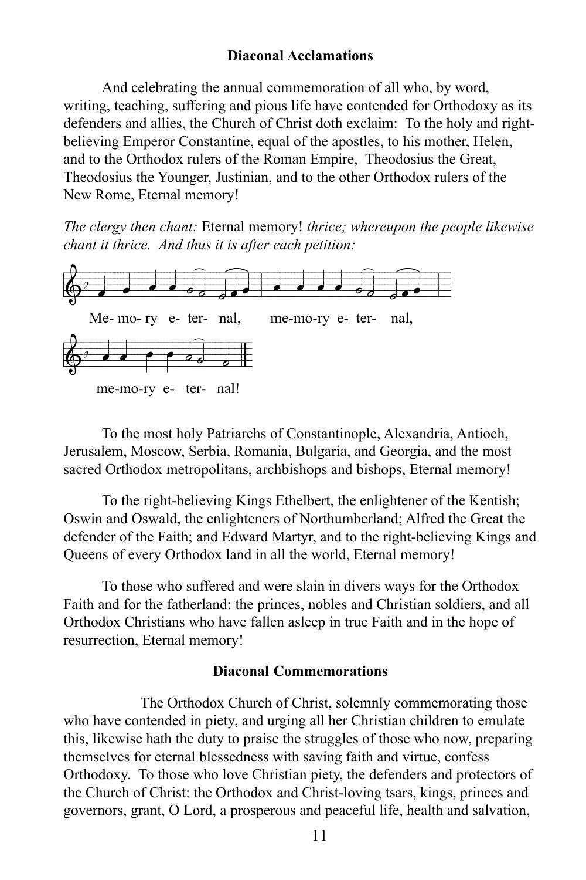**Diacronal Acclamations**

And celebrating the annual commemoration of all who, by word, writing, teaching, suffering and pious life have contended for Orthodoxy as its defenders and allies, the Church of Christ doth exclaim: To the holy and right-believing Emperor Constantine, equal of the apostles, to his mother, Helen, and to the Orthodox rulers of the Roman Empire, Theodosius the Great, Theodosius the Younger, Justinian, and to the other Orthodox rulers of the New Rome, Eternal memory!

*The clergy then chant:* Eternal memory! *thrice; whereupon the people likewise chant it thrice. And thus it is after each petition:*

Me- mo- ry e- ter- nal, me-mo-ry e- ter- nal,

me-mo-ry e- ter- nal!

To the most holy Patriarchs of Constantinople, Alexandria, Antioch, Jerusalem, Moscow, Serbia, Romania, Bulgaria, and Georgia, and the most sacred Orthodox metropolitans, archbishops and bishops, Eternal memory!

To the right-believing Kings Ethelbert, the enlightener of the Kentish; Oswin and Oswald, the enlighteners of Northumberland; Alfred the Great the defender of the Faith; and Edward Martyr, and to the right-believing Kings and Queens of every Orthodox land in all the world, Eternal memory!

To those who suffered and were slain in divers ways for the Orthodox Faith and for the fatherland: the princes, nobles and Christian soldiers, and all Orthodox Christians who have fallen asleep in true Faith and in the hope of resurrection, Eternal memory!

**Diaconal Commemorations**

The Orthodox Church of Christ, solemnly commemorating those who have contended in piety, and urging all her Christian children to emulate this, likewise hath the duty to praise the struggles of those who now, preparing themselves for eternal blessedness with saving faith and virtue, confess Orthodoxy. To those who love Christian piety, the defenders and protectors of the Church of Christ: the Orthodox and Christ-loving tsars, kings, princes and governors, grant, O Lord, a prosperous and peaceful life, health and salvation,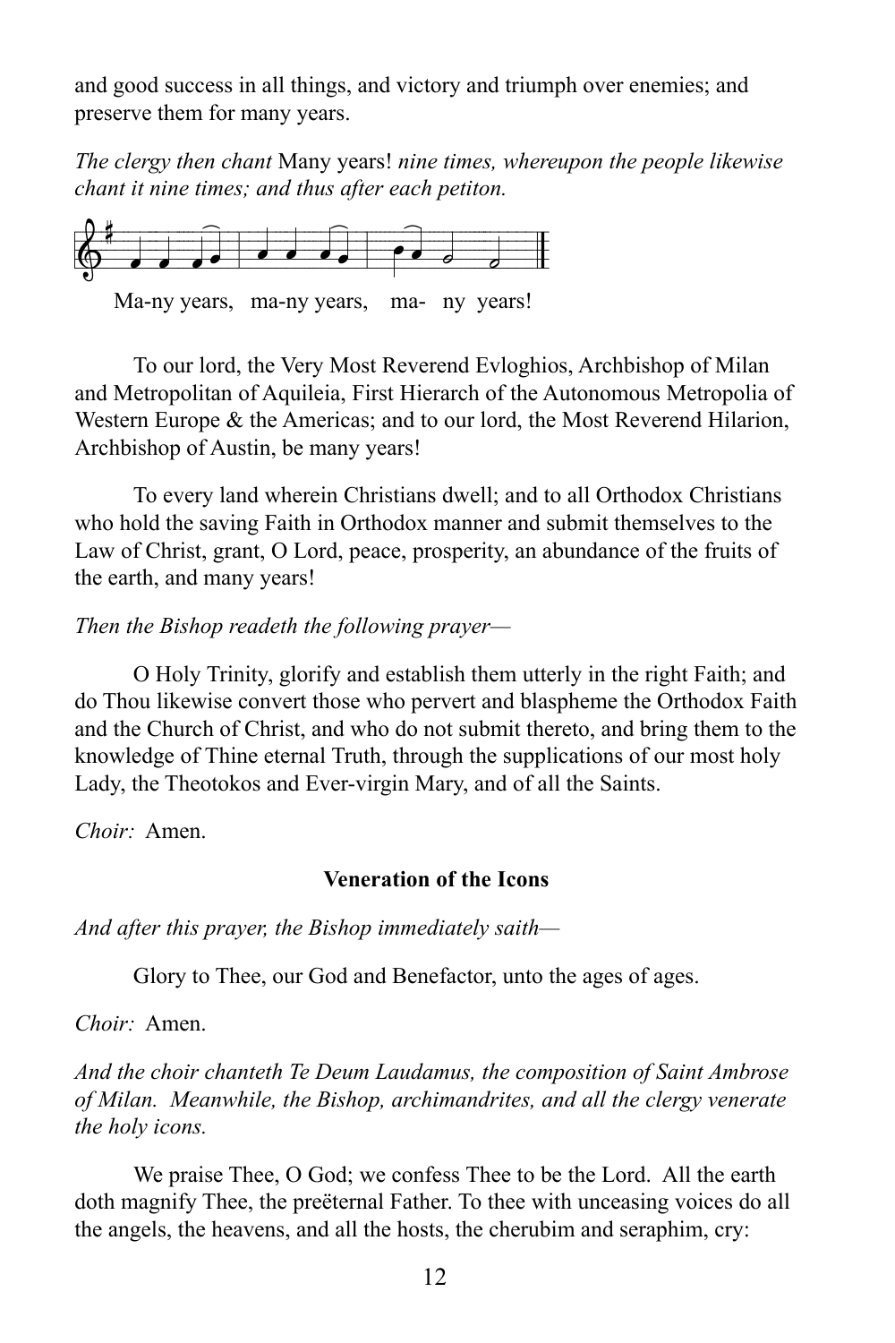and good success in all things, and victory and triumph over enemies; and preserve them for many years.

*The clergy then chant* Many years! *nine times, whereupon the people likewise chant it nine times; and thus after each petiton.*

Ma-ny years, ma-ny years, ma- ny years!

To our lord, the Very Most Reverend Evloghios, Archbishop of Milan and Metropolitan of Aquileia, First Hierarch of the Autonomous Metropolia of Western Europe & the Americas; and to our lord, the Most Reverend Hilarion, Archbishop of Austin, be many years!

To every land wherein Christians dwell; and to all Orthodox Christians who hold the saving Faith in Orthodox manner and submit themselves to the Law of Christ, grant, O Lord, peace, prosperity, an abundance of the fruits of the earth, and many years!

*Then the Bishop readeth the following prayer—*

O Holy Trinity, glorify and establish them utterly in the right Faith; and do Thou likewise convert those who pervert and blaspheme the Orthodox Faith and the Church of Christ, and who do not submit thereto, and bring them to the knowledge of Thine eternal Truth, through the supplications of our most holy Lady, the Theotokos and Ever-virgin Mary, and of all the Saints.

*Choir:* Amen.

**Veneration of the Icons**

*And after this prayer, the Bishop immediately saith—*

Glory to Thee, our God and Benefactor, unto the ages of ages.

*Choir:* Amen.

*And the choir chanteth Te Deum Laudamus, the composition of Saint Ambrose of Milan. Meanwhile, the Bishop, archimandrites, and all the clergy venerate the holy icons.*

We praise Thee, O God; we confess Thee to be the Lord. All the earth doth magnify Thee, the preëternal Father. To thee with unceasing voices do all the angels, the heavens, and all the hosts, the cherubim and seraphim, cry: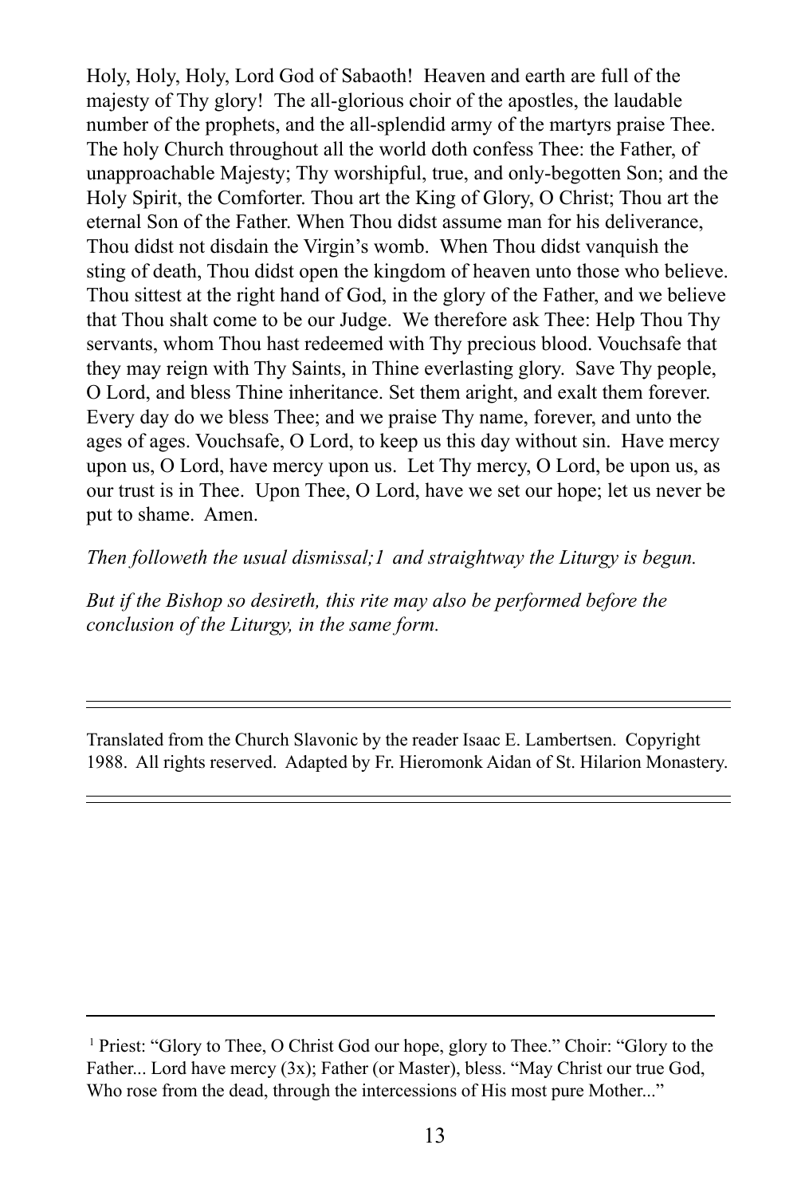Holy, Holy, Holy, Lord God of Sabaoth! Heaven and earth are full of the majesty of Thy glory! The all-glorious choir of the apostles, the laudable number of the prophets, and the all-splendid army of the martyrs praise Thee. The holy Church throughout all the world doth confess Thee: the Father, of unapproachable Majesty; Thy worshipful, true, and only-begotten Son; and the Holy Spirit, the Comforter. Thou art the King of Glory, O Christ; Thou art the eternal Son of the Father. When Thou didst assume man for his deliverance, Thou didst not disdain the Virgin's womb. When Thou didst vanquish the sting of death, Thou didst open the kingdom of heaven unto those who believe. Thou sittest at the right hand of God, in the glory of the Father, and we believe that Thou shalt come to be our Judge. We therefore ask Thee: Help Thou Thy servants, whom Thou hast redeemed with Thy precious blood. Vouchsafe that they may reign with Thy Saints, in Thine everlasting glory. Save Thy people, O Lord, and bless Thine inheritance. Set them aright, and exalt them forever. Every day do we bless Thee; and we praise Thy name, forever, and unto the ages of ages. Vouchsafe, O Lord, to keep us this day without sin. Have mercy upon us, O Lord, have mercy upon us. Let Thy mercy, O Lord, be upon us, as our trust is in Thee. Upon Thee, O Lord, have we set our hope; let us never be put to shame. Amen.

*Then followeth the usual dismissal;[1] and straightway the Liturgy is begun.*

*But if the Bishop so desireth, this rite may also be performed before the conclusion of the Liturgy, in the same form.*

---

Translated from the Church Slavonic by the reader Isaac E. Lambertsen. Copyright 1988. All rights reserved. Adapted by Fr. Hieromonk Aidan of St. Hilarion Monastery.

---

[1] Priest: "Glory to Thee, O Christ God our hope, glory to Thee." Choir: "Glory to the Father... Lord have mercy (3x); Father (or Master), bless. "May Christ our true God, Who rose from the dead, through the intercessions of His most pure Mother..."